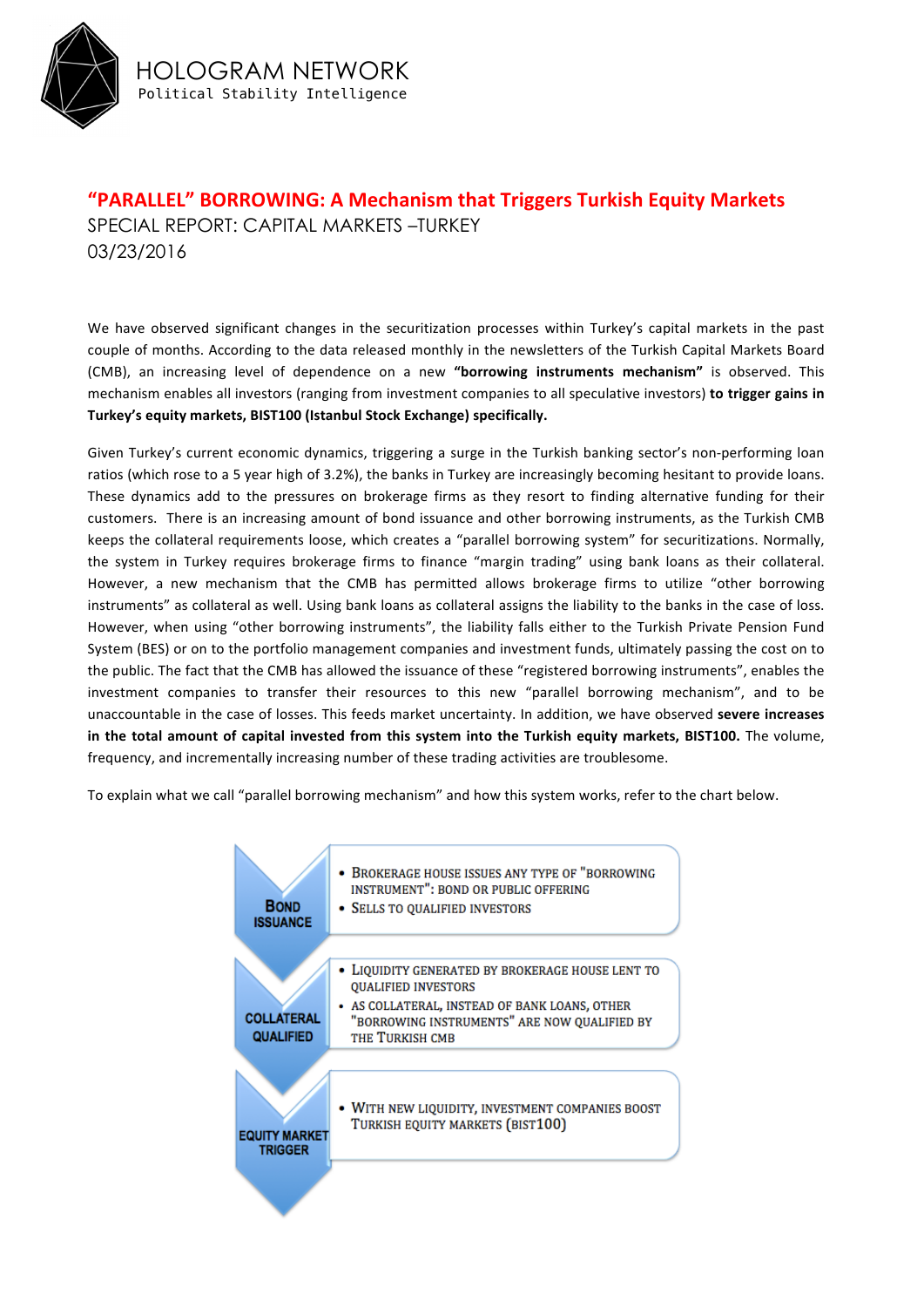HOLOGRAM NETWORK
Political Stability Intelligence

# "PARALLEL" BORROWING: A Mechanism that Triggers Turkish Equity Markets

SPECIAL REPORT: CAPITAL MARKETS –TURKEY
03/23/2016

We have observed significant changes in the securitization processes within Turkey's capital markets in the past couple of months. According to the data released monthly in the newsletters of the Turkish Capital Markets Board (CMB), an increasing level of dependence on a new **"borrowing instruments mechanism"** is observed. This mechanism enables all investors (ranging from investment companies to all speculative investors) **to trigger gains in Turkey's equity markets, BIST100 (Istanbul Stock Exchange) specifically.**

Given Turkey's current economic dynamics, triggering a surge in the Turkish banking sector's non-performing loan ratios (which rose to a 5 year high of 3.2%), the banks in Turkey are increasingly becoming hesitant to provide loans. These dynamics add to the pressures on brokerage firms as they resort to finding alternative funding for their customers. There is an increasing amount of bond issuance and other borrowing instruments, as the Turkish CMB keeps the collateral requirements loose, which creates a "parallel borrowing system" for securitizations. Normally, the system in Turkey requires brokerage firms to finance "margin trading" using bank loans as their collateral. However, a new mechanism that the CMB has permitted allows brokerage firms to utilize "other borrowing instruments" as collateral as well. Using bank loans as collateral assigns the liability to the banks in the case of loss. However, when using "other borrowing instruments", the liability falls either to the Turkish Private Pension Fund System (BES) or on to the portfolio management companies and investment funds, ultimately passing the cost on to the public. The fact that the CMB has allowed the issuance of these "registered borrowing instruments", enables the investment companies to transfer their resources to this new "parallel borrowing mechanism", and to be unaccountable in the case of losses. This feeds market uncertainty. In addition, we have observed **severe increases in the total amount of capital invested from this system into the Turkish equity markets, BIST100.** The volume, frequency, and incrementally increasing number of these trading activities are troublesome.

To explain what we call "parallel borrowing mechanism" and how this system works, refer to the chart below.

**BOND ISSUANCE**
- Brokerage house issues any type of "borrowing instrument": bond or public offering
- Sells to qualified investors

**COLLATERAL QUALIFIED**
- Liquidity generated by brokerage house lent to qualified investors
- As collateral, instead of bank loans, other "borrowing instruments" are now qualified by the Turkish CMB

**EQUITY MARKET TRIGGER**
- With new liquidity, investment companies boost Turkish equity markets (BIST100)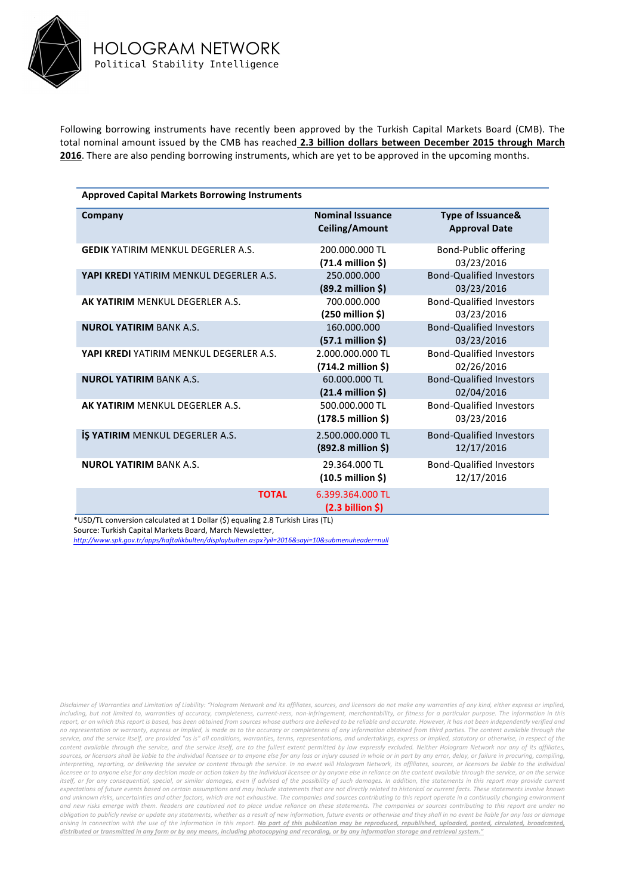HOLOGRAM NETWORK
Political Stability Intelligence

Following borrowing instruments have recently been approved by the Turkish Capital Markets Board (CMB). The total nominal amount issued by the CMB has reached **2.3 billion dollars between December 2015 through March 2016**. There are also pending borrowing instruments, which are yet to be approved in the upcoming months.

**Approved Capital Markets Borrowing Instruments**

| Company | Nominal Issuance Ceiling/Amount | Type of Issuance& Approval Date |
|---|---|---|
| **GEDIK** YATIRIM MENKUL DEGERLER A.S. | 200.000.000 TL **(71.4 million $)** | Bond-Public offering 03/23/2016 |
| **YAPI KREDI** YATIRIM MENKUL DEGERLER A.S. | 250.000.000 **(89.2 million $)** | Bond-Qualified Investors 03/23/2016 |
| **AK YATIRIM** MENKUL DEGERLER A.S. | 700.000.000 **(250 million $)** | Bond-Qualified Investors 03/23/2016 |
| **NUROL YATIRIM** BANK A.S. | 160.000.000 **(57.1 million $)** | Bond-Qualified Investors 03/23/2016 |
| **YAPI KREDI** YATIRIM MENKUL DEGERLER A.S. | 2.000.000.000 TL **(714.2 million $)** | Bond-Qualified Investors 02/26/2016 |
| **NUROL YATIRIM** BANK A.S. | 60.000.000 TL **(21.4 million $)** | Bond-Qualified Investors 02/04/2016 |
| **AK YATIRIM** MENKUL DEGERLER A.S. | 500.000.000 TL **(178.5 million $)** | Bond-Qualified Investors 03/23/2016 |
| **İŞ YATIRIM** MENKUL DEGERLER A.S. | 2.500.000.000 TL **(892.8 million $)** | Bond-Qualified Investors 12/17/2016 |
| **NUROL YATIRIM** BANK A.S. | 29.364.000 TL **(10.5 million $)** | Bond-Qualified Investors 12/17/2016 |
| **TOTAL** | 6.399.364.000 TL **(2.3 billion $)** | |

*USD/TL conversion calculated at 1 Dollar ($) equaling 2.8 Turkish Liras (TL)
Source: Turkish Capital Markets Board, March Newsletter,
*http://www.spk.gov.tr/apps/haftalikbulten/displaybulten.aspx?yil=2016&sayi=10&submenuheader=null*

*Disclaimer of Warranties and Limitation of Liability: "Hologram Network and its affiliates, sources, and licensors do not make any warranties of any kind, either express or implied, including, but not limited to, warranties of accuracy, completeness, current-ness, non-infringement, merchantability, or fitness for a particular purpose. The information in this report, or on which this report is based, has been obtained from sources whose authors are believed to be reliable and accurate. However, it has not been independently verified and no representation or warranty, express or implied, is made as to the accuracy or completeness of any information obtained from third parties. The content available through the service, and the service itself, are provided "as is" all conditions, warranties, terms, representations, and undertakings, express or implied, statutory or otherwise, in respect of the content available through the service, and the service itself, are to the fullest extent permitted by law expressly excluded. Neither Hologram Network nor any of its affiliates, sources, or licensors shall be liable to the individual licensee or to anyone else for any loss or injury caused in whole or in part by any error, delay, or failure in procuring, compiling, interpreting, reporting, or delivering the service or content through the service. In no event will Hologram Network, its affiliates, sources, or licensors be liable to the individual licensee or to anyone else for any decision made or action taken by the individual licensee or by anyone else in reliance on the content available through the service or on the service itself, or for any consequential, special, or similar damages, even if advised of the possibility of such damages. In addition, the statements in this report may provide current expectations of future events based on certain assumptions and may include statements that are not directly related to historical or current facts. These statements involve known and unknown risks, uncertainties and other factors, which are not exhaustive. The companies and sources contributing to this report operate in a continually changing environment and new risks emerge with them. Readers are cautioned not to place undue reliance on these statements. The companies or sources contributing to this report are under no obligation to publicly revise or update any statements, whether as a result of new information, future events or otherwise and they shall in no event be liable for any loss or damage arising in connection with the use of the information in this report. <u>No part of this publication may be reproduced, republished, uploaded, posted, circulated, broadcasted, distributed or transmitted in any form or by any means, including photocopying and recording, or by any information storage and retrieval system.</u>"*